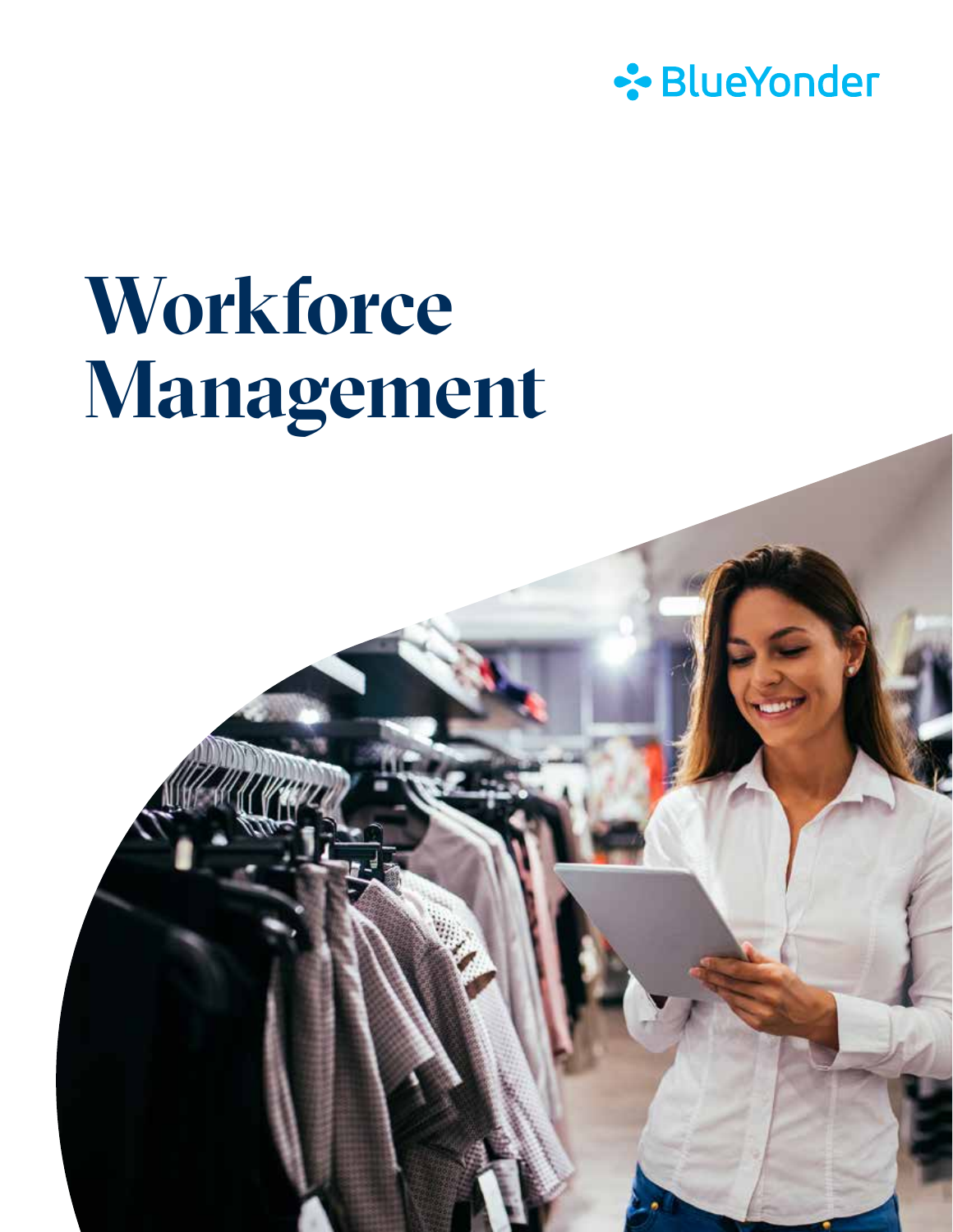BlueYonder

# Workforce Management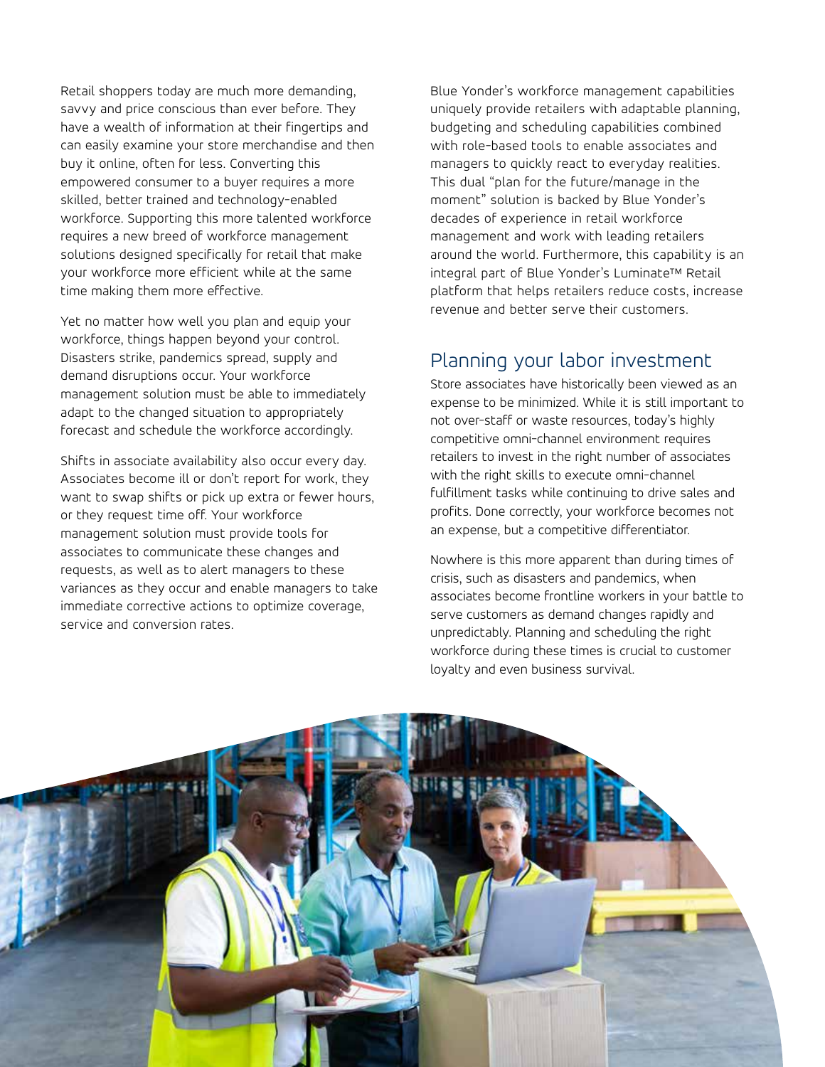Retail shoppers today are much more demanding, savvy and price conscious than ever before. They have a wealth of information at their fingertips and can easily examine your store merchandise and then buy it online, often for less. Converting this empowered consumer to a buyer requires a more skilled, better trained and technology-enabled workforce. Supporting this more talented workforce requires a new breed of workforce management solutions designed specifically for retail that make your workforce more efficient while at the same time making them more effective.

Yet no matter how well you plan and equip your workforce, things happen beyond your control. Disasters strike, pandemics spread, supply and demand disruptions occur. Your workforce management solution must be able to immediately adapt to the changed situation to appropriately forecast and schedule the workforce accordingly.

Shifts in associate availability also occur every day. Associates become ill or don't report for work, they want to swap shifts or pick up extra or fewer hours, or they request time off. Your workforce management solution must provide tools for associates to communicate these changes and requests, as well as to alert managers to these variances as they occur and enable managers to take immediate corrective actions to optimize coverage, service and conversion rates.

Blue Yonder's workforce management capabilities uniquely provide retailers with adaptable planning, budgeting and scheduling capabilities combined with role-based tools to enable associates and managers to quickly react to everyday realities. This dual "plan for the future/manage in the moment" solution is backed by Blue Yonder's decades of experience in retail workforce management and work with leading retailers around the world. Furthermore, this capability is an integral part of Blue Yonder's Luminate™ Retail platform that helps retailers reduce costs, increase revenue and better serve their customers.

## Planning your labor investment

Store associates have historically been viewed as an expense to be minimized. While it is still important to not over-staff or waste resources, today's highly competitive omni-channel environment requires retailers to invest in the right number of associates with the right skills to execute omni-channel fulfillment tasks while continuing to drive sales and profits. Done correctly, your workforce becomes not an expense, but a competitive differentiator.

Nowhere is this more apparent than during times of crisis, such as disasters and pandemics, when associates become frontline workers in your battle to serve customers as demand changes rapidly and unpredictably. Planning and scheduling the right workforce during these times is crucial to customer loyalty and even business survival.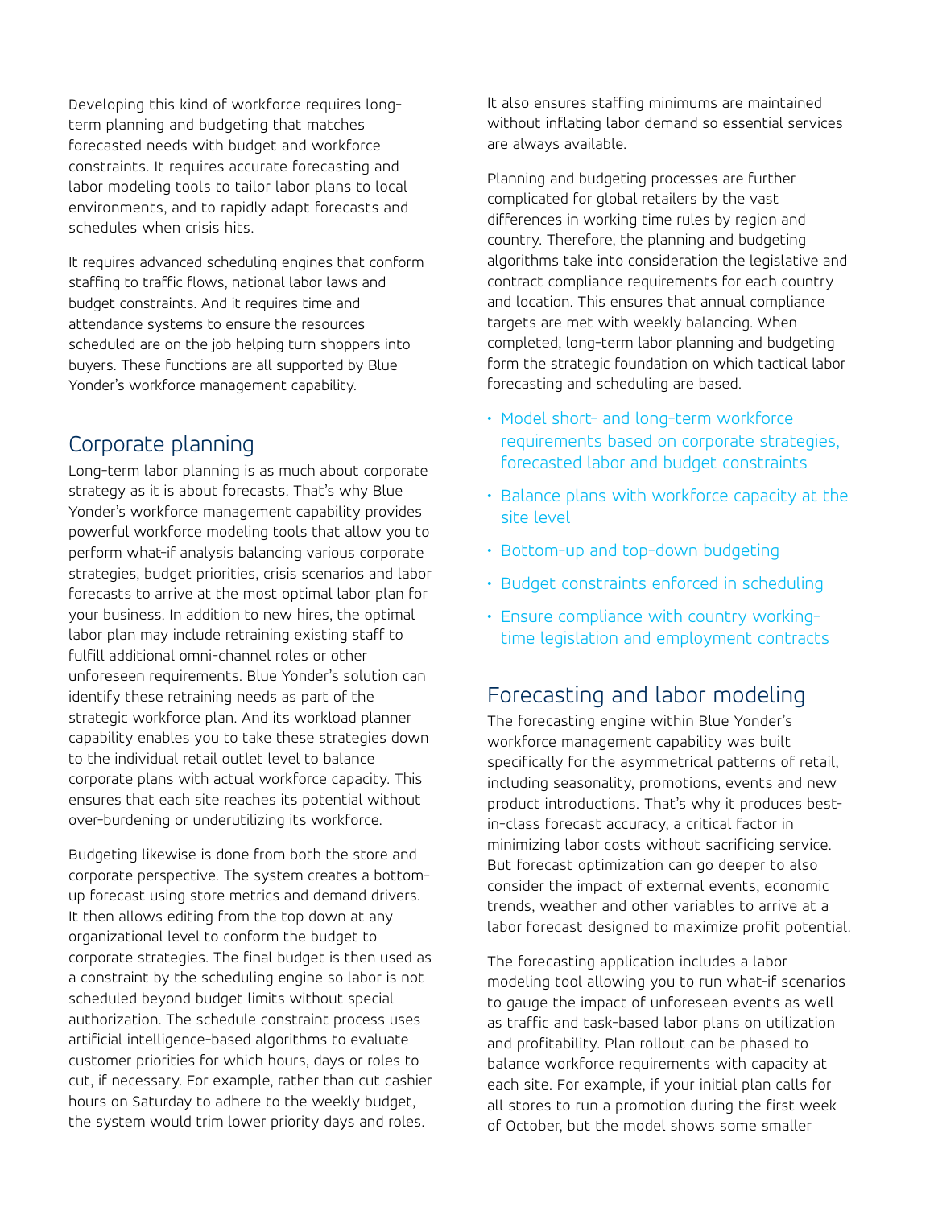Developing this kind of workforce requires long-term planning and budgeting that matches forecasted needs with budget and workforce constraints. It requires accurate forecasting and labor modeling tools to tailor labor plans to local environments, and to rapidly adapt forecasts and schedules when crisis hits.

It requires advanced scheduling engines that conform staffing to traffic flows, national labor laws and budget constraints. And it requires time and attendance systems to ensure the resources scheduled are on the job helping turn shoppers into buyers. These functions are all supported by Blue Yonder's workforce management capability.

## Corporate planning

Long-term labor planning is as much about corporate strategy as it is about forecasts. That's why Blue Yonder's workforce management capability provides powerful workforce modeling tools that allow you to perform what-if analysis balancing various corporate strategies, budget priorities, crisis scenarios and labor forecasts to arrive at the most optimal labor plan for your business. In addition to new hires, the optimal labor plan may include retraining existing staff to fulfill additional omni-channel roles or other unforeseen requirements. Blue Yonder's solution can identify these retraining needs as part of the strategic workforce plan. And its workload planner capability enables you to take these strategies down to the individual retail outlet level to balance corporate plans with actual workforce capacity. This ensures that each site reaches its potential without over-burdening or underutilizing its workforce.

Budgeting likewise is done from both the store and corporate perspective. The system creates a bottom-up forecast using store metrics and demand drivers. It then allows editing from the top down at any organizational level to conform the budget to corporate strategies. The final budget is then used as a constraint by the scheduling engine so labor is not scheduled beyond budget limits without special authorization. The schedule constraint process uses artificial intelligence-based algorithms to evaluate customer priorities for which hours, days or roles to cut, if necessary. For example, rather than cut cashier hours on Saturday to adhere to the weekly budget, the system would trim lower priority days and roles. It also ensures staffing minimums are maintained without inflating labor demand so essential services are always available.

Planning and budgeting processes are further complicated for global retailers by the vast differences in working time rules by region and country. Therefore, the planning and budgeting algorithms take into consideration the legislative and contract compliance requirements for each country and location. This ensures that annual compliance targets are met with weekly balancing. When completed, long-term labor planning and budgeting form the strategic foundation on which tactical labor forecasting and scheduling are based.

- Model short- and long-term workforce requirements based on corporate strategies, forecasted labor and budget constraints
- Balance plans with workforce capacity at the site level
- Bottom-up and top-down budgeting
- Budget constraints enforced in scheduling
- Ensure compliance with country working-time legislation and employment contracts

## Forecasting and labor modeling

The forecasting engine within Blue Yonder's workforce management capability was built specifically for the asymmetrical patterns of retail, including seasonality, promotions, events and new product introductions. That's why it produces best-in-class forecast accuracy, a critical factor in minimizing labor costs without sacrificing service. But forecast optimization can go deeper to also consider the impact of external events, economic trends, weather and other variables to arrive at a labor forecast designed to maximize profit potential.

The forecasting application includes a labor modeling tool allowing you to run what-if scenarios to gauge the impact of unforeseen events as well as traffic and task-based labor plans on utilization and profitability. Plan rollout can be phased to balance workforce requirements with capacity at each site. For example, if your initial plan calls for all stores to run a promotion during the first week of October, but the model shows some smaller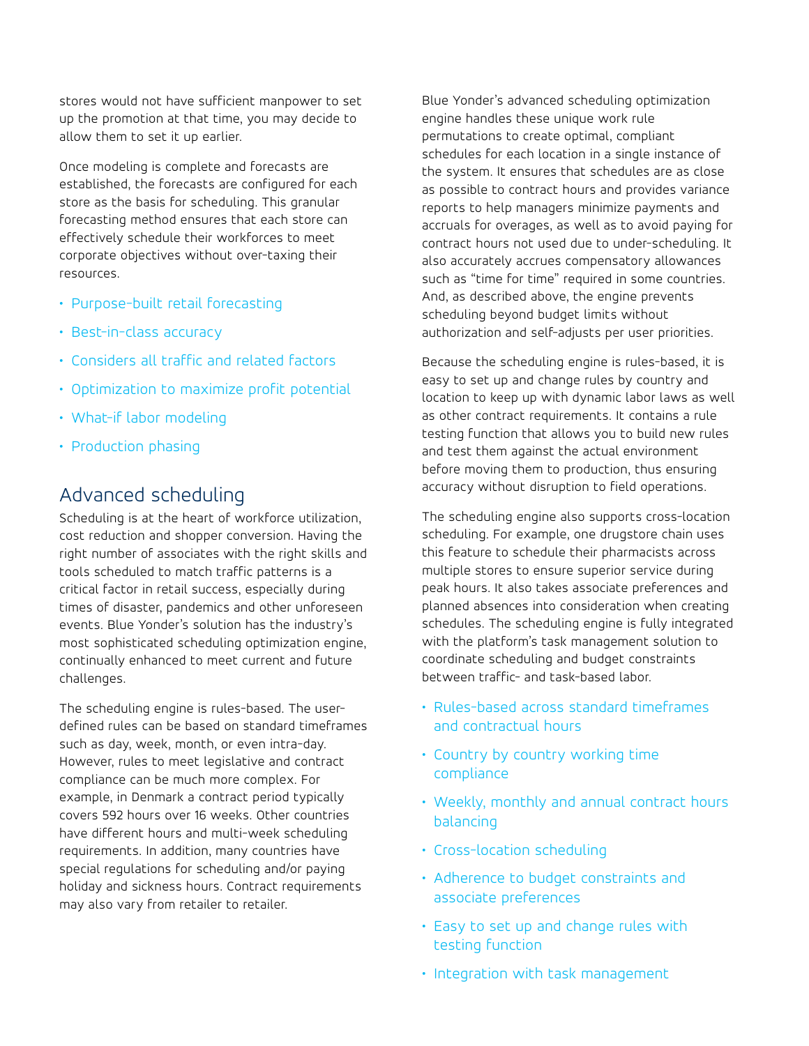stores would not have sufficient manpower to set up the promotion at that time, you may decide to allow them to set it up earlier.

Once modeling is complete and forecasts are established, the forecasts are configured for each store as the basis for scheduling. This granular forecasting method ensures that each store can effectively schedule their workforces to meet corporate objectives without over-taxing their resources.

- Purpose-built retail forecasting
- Best-in-class accuracy
- Considers all traffic and related factors
- Optimization to maximize profit potential
- What-if labor modeling
- Production phasing

## Advanced scheduling

Scheduling is at the heart of workforce utilization, cost reduction and shopper conversion. Having the right number of associates with the right skills and tools scheduled to match traffic patterns is a critical factor in retail success, especially during times of disaster, pandemics and other unforeseen events. Blue Yonder's solution has the industry's most sophisticated scheduling optimization engine, continually enhanced to meet current and future challenges.

The scheduling engine is rules-based. The user-defined rules can be based on standard timeframes such as day, week, month, or even intra-day. However, rules to meet legislative and contract compliance can be much more complex. For example, in Denmark a contract period typically covers 592 hours over 16 weeks. Other countries have different hours and multi-week scheduling requirements. In addition, many countries have special regulations for scheduling and/or paying holiday and sickness hours. Contract requirements may also vary from retailer to retailer.

Blue Yonder's advanced scheduling optimization engine handles these unique work rule permutations to create optimal, compliant schedules for each location in a single instance of the system. It ensures that schedules are as close as possible to contract hours and provides variance reports to help managers minimize payments and accruals for overages, as well as to avoid paying for contract hours not used due to under-scheduling. It also accurately accrues compensatory allowances such as "time for time" required in some countries. And, as described above, the engine prevents scheduling beyond budget limits without authorization and self-adjusts per user priorities.

Because the scheduling engine is rules-based, it is easy to set up and change rules by country and location to keep up with dynamic labor laws as well as other contract requirements. It contains a rule testing function that allows you to build new rules and test them against the actual environment before moving them to production, thus ensuring accuracy without disruption to field operations.

The scheduling engine also supports cross-location scheduling. For example, one drugstore chain uses this feature to schedule their pharmacists across multiple stores to ensure superior service during peak hours. It also takes associate preferences and planned absences into consideration when creating schedules. The scheduling engine is fully integrated with the platform's task management solution to coordinate scheduling and budget constraints between traffic- and task-based labor.

- Rules-based across standard timeframes and contractual hours
- Country by country working time compliance
- Weekly, monthly and annual contract hours balancing
- Cross-location scheduling
- Adherence to budget constraints and associate preferences
- Easy to set up and change rules with testing function
- Integration with task management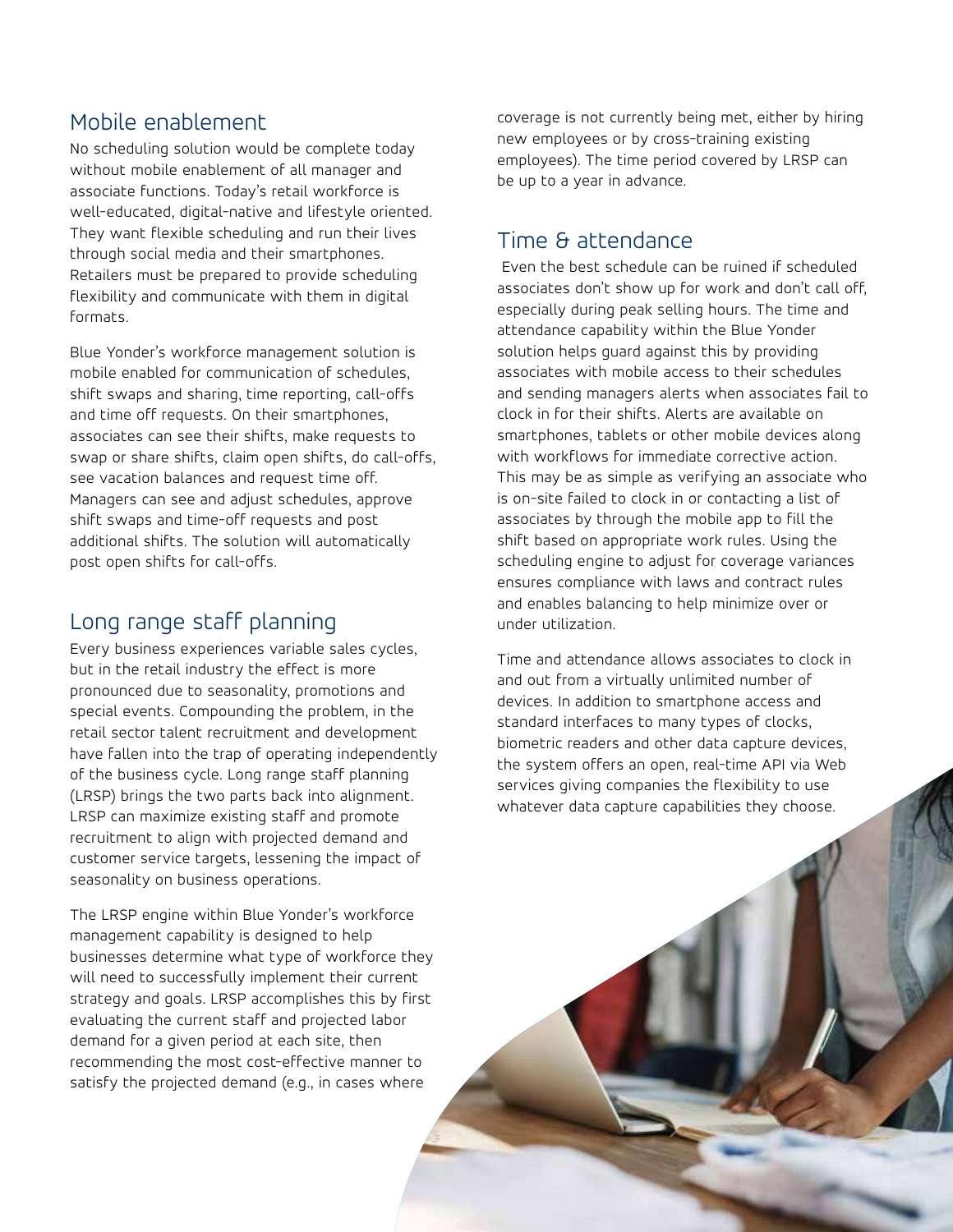## Mobile enablement

No scheduling solution would be complete today without mobile enablement of all manager and associate functions. Today's retail workforce is well-educated, digital-native and lifestyle oriented. They want flexible scheduling and run their lives through social media and their smartphones. Retailers must be prepared to provide scheduling flexibility and communicate with them in digital formats.

Blue Yonder's workforce management solution is mobile enabled for communication of schedules, shift swaps and sharing, time reporting, call-offs and time off requests. On their smartphones, associates can see their shifts, make requests to swap or share shifts, claim open shifts, do call-offs, see vacation balances and request time off. Managers can see and adjust schedules, approve shift swaps and time-off requests and post additional shifts. The solution will automatically post open shifts for call-offs.

## Long range staff planning

Every business experiences variable sales cycles, but in the retail industry the effect is more pronounced due to seasonality, promotions and special events. Compounding the problem, in the retail sector talent recruitment and development have fallen into the trap of operating independently of the business cycle. Long range staff planning (LRSP) brings the two parts back into alignment. LRSP can maximize existing staff and promote recruitment to align with projected demand and customer service targets, lessening the impact of seasonality on business operations.

The LRSP engine within Blue Yonder's workforce management capability is designed to help businesses determine what type of workforce they will need to successfully implement their current strategy and goals. LRSP accomplishes this by first evaluating the current staff and projected labor demand for a given period at each site, then recommending the most cost-effective manner to satisfy the projected demand (e.g., in cases where coverage is not currently being met, either by hiring new employees or by cross-training existing employees). The time period covered by LRSP can be up to a year in advance.

## Time & attendance

Even the best schedule can be ruined if scheduled associates don't show up for work and don't call off, especially during peak selling hours. The time and attendance capability within the Blue Yonder solution helps guard against this by providing associates with mobile access to their schedules and sending managers alerts when associates fail to clock in for their shifts. Alerts are available on smartphones, tablets or other mobile devices along with workflows for immediate corrective action. This may be as simple as verifying an associate who is on-site failed to clock in or contacting a list of associates by through the mobile app to fill the shift based on appropriate work rules. Using the scheduling engine to adjust for coverage variances ensures compliance with laws and contract rules and enables balancing to help minimize over or under utilization.

Time and attendance allows associates to clock in and out from a virtually unlimited number of devices. In addition to smartphone access and standard interfaces to many types of clocks, biometric readers and other data capture devices, the system offers an open, real-time API via Web services giving companies the flexibility to use whatever data capture capabilities they choose.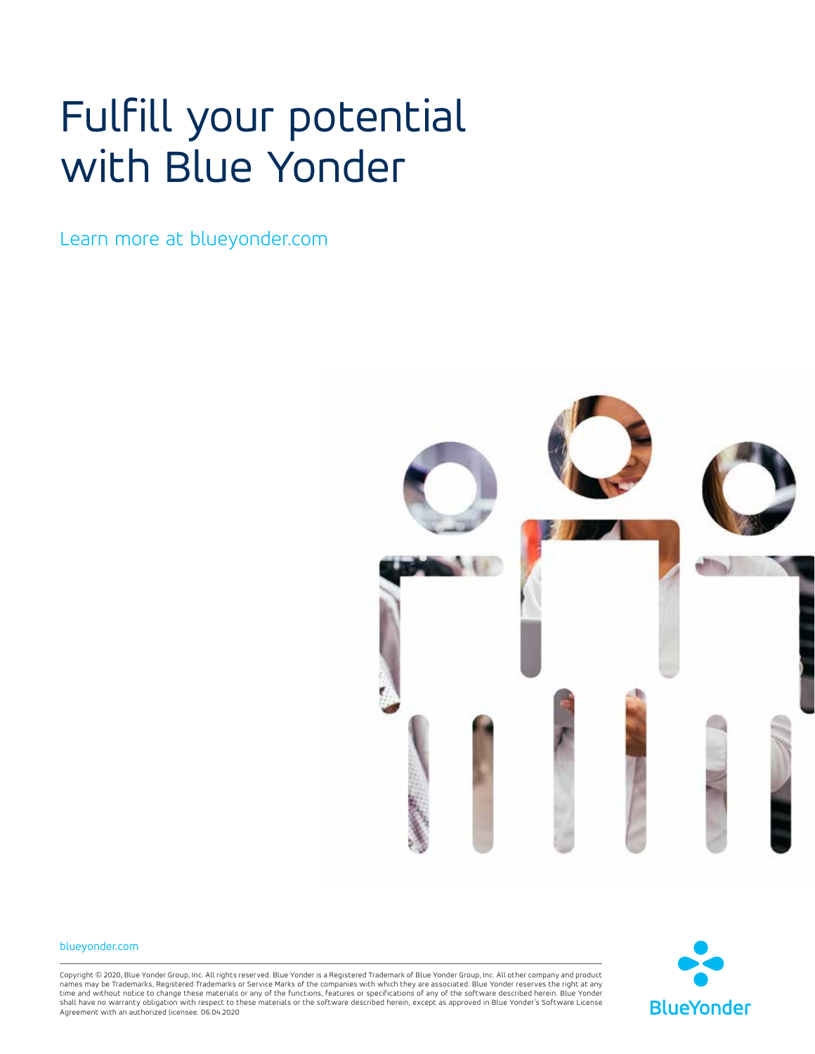# Fulfill your potential with Blue Yonder

Learn more at blueyonder.com

blueyonder.com

Copyright © 2020, Blue Yonder Group, Inc. All rights reserved. Blue Yonder is a Registered Trademark of Blue Yonder Group, Inc. All other company and product names may be Trademarks, Registered Trademarks or Service Marks of the companies with which they are associated. Blue Yonder reserves the right at any time and without notice to change these materials or any of the functions, features or specifications of any of the software described herein. Blue Yonder shall have no warranty obligation with respect to these materials or the software described herein, except as approved in Blue Yonder's Software License Agreement with an authorized licensee. 06.04.2020

BlueYonder